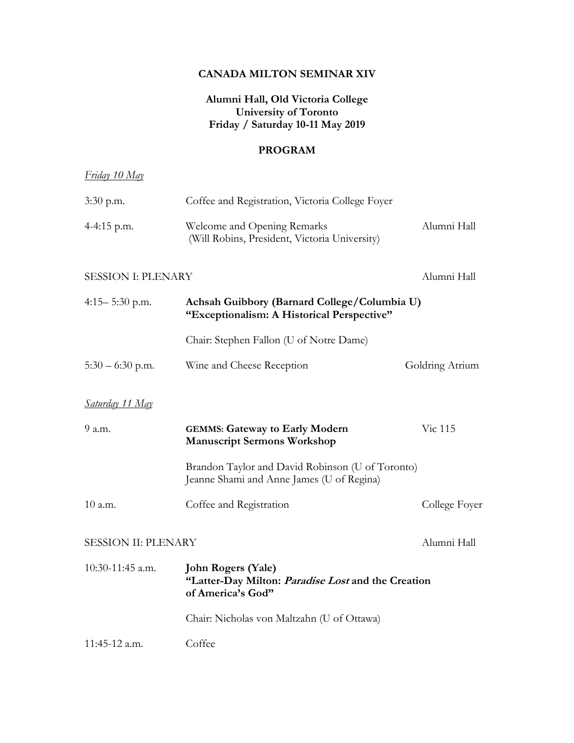**CANADA MILTON SEMINAR XIV**

**Alumni Hall, Old Victoria College**
**University of Toronto**
**Friday / Saturday 10-11 May 2019**

**PROGRAM**

*Friday 10 May*

| | | |
|---|---|---|
| 3:30 p.m. | Coffee and Registration, Victoria College Foyer | |
| 4-4:15 p.m. | Welcome and Opening Remarks (Will Robins, President, Victoria University) | Alumni Hall |

SESSION I: PLENARY — Alumni Hall

| | | |
|---|---|---|
| 4:15– 5:30 p.m. | **Achsah Guibbory (Barnard College/Columbia U)** **"Exceptionalism: A Historical Perspective"** | |
| | Chair: Stephen Fallon (U of Notre Dame) | |
| 5:30 – 6:30 p.m. | Wine and Cheese Reception | Goldring Atrium |

*Saturday 11 May*

| | | |
|---|---|---|
| 9 a.m. | **GEMMS: Gateway to Early Modern Manuscript Sermons Workshop** | Vic 115 |
| | Brandon Taylor and David Robinson (U of Toronto) Jeanne Shami and Anne James (U of Regina) | |
| 10 a.m. | Coffee and Registration | College Foyer |

SESSION II: PLENARY — Alumni Hall

| | | |
|---|---|---|
| 10:30-11:45 a.m. | **John Rogers (Yale)** **"Latter-Day Milton: *Paradise Lost* and the Creation of America's God"** | |
| | Chair: Nicholas von Maltzahn (U of Ottawa) | |
| 11:45-12 a.m. | Coffee | |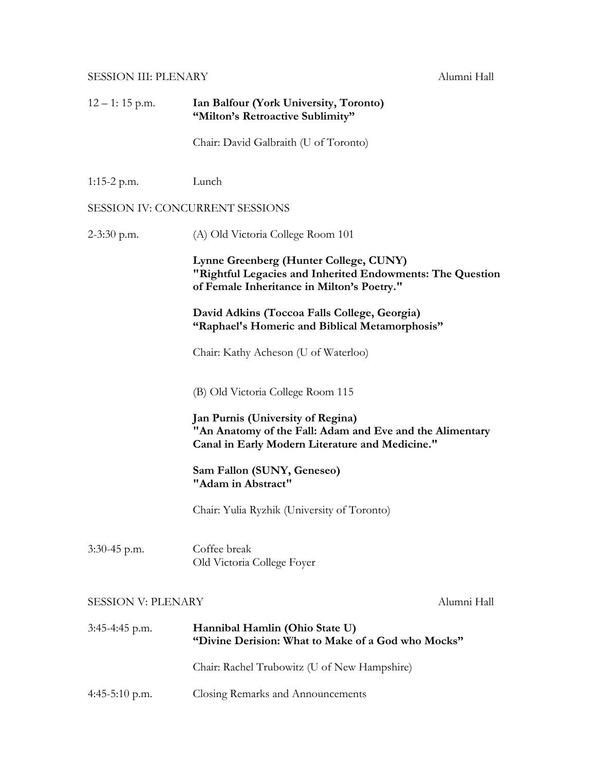SESSION III: PLENARY — Alumni Hall

12 – 1: 15 p.m. **Ian Balfour (York University, Toronto)**
**"Milton's Retroactive Sublimity"**

Chair: David Galbraith (U of Toronto)

1:15-2 p.m. Lunch

SESSION IV: CONCURRENT SESSIONS

2-3:30 p.m. (A) Old Victoria College Room 101

**Lynne Greenberg (Hunter College, CUNY)**
**"Rightful Legacies and Inherited Endowments: The Question of Female Inheritance in Milton's Poetry."**

**David Adkins (Toccoa Falls College, Georgia)**
**"Raphael's Homeric and Biblical Metamorphosis"**

Chair: Kathy Acheson (U of Waterloo)

(B) Old Victoria College Room 115

**Jan Purnis (University of Regina)**
**"An Anatomy of the Fall: Adam and Eve and the Alimentary Canal in Early Modern Literature and Medicine."**

**Sam Fallon (SUNY, Geneseo)**
**"Adam in Abstract"**

Chair: Yulia Ryzhik (University of Toronto)

3:30-45 p.m. Coffee break
Old Victoria College Foyer

SESSION V: PLENARY — Alumni Hall

3:45-4:45 p.m. **Hannibal Hamlin (Ohio State U)**
**"Divine Derision: What to Make of a God who Mocks"**

Chair: Rachel Trubowitz (U of New Hampshire)

4:45-5:10 p.m. Closing Remarks and Announcements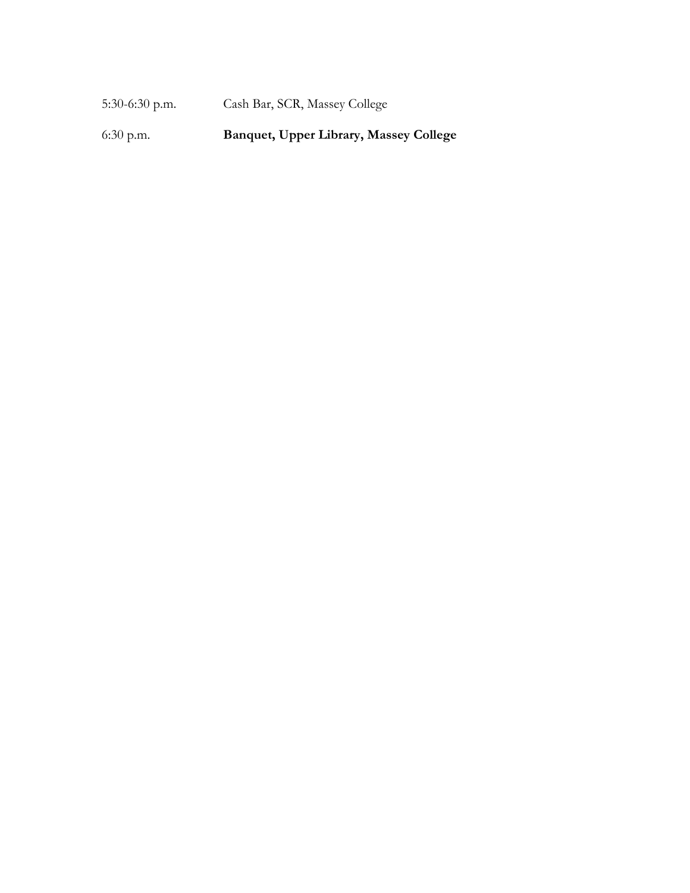| | |
|---|---|
| 5:30-6:30 p.m. | Cash Bar, SCR, Massey College |
| 6:30 p.m. | **Banquet, Upper Library, Massey College** |